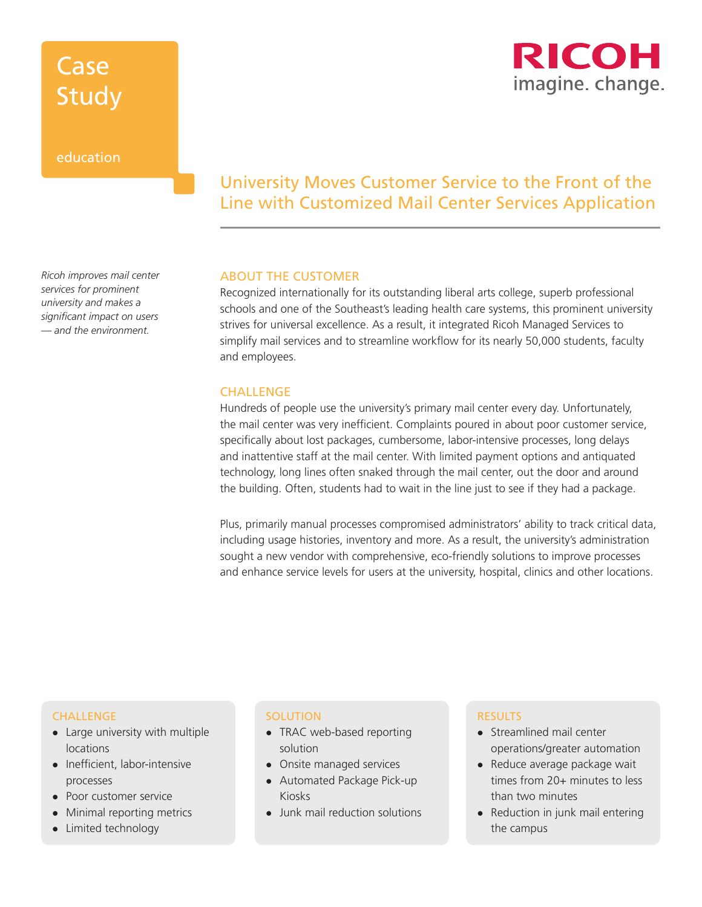Case Study

education

RICOH
imagine. change.

# University Moves Customer Service to the Front of the Line with Customized Mail Center Services Application

*Ricoh improves mail center services for prominent university and makes a significant impact on users — and the environment.*

## ABOUT THE CUSTOMER

Recognized internationally for its outstanding liberal arts college, superb professional schools and one of the Southeast's leading health care systems, this prominent university strives for universal excellence. As a result, it integrated Ricoh Managed Services to simplify mail services and to streamline workflow for its nearly 50,000 students, faculty and employees.

## CHALLENGE

Hundreds of people use the university's primary mail center every day. Unfortunately, the mail center was very inefficient. Complaints poured in about poor customer service, specifically about lost packages, cumbersome, labor-intensive processes, long delays and inattentive staff at the mail center. With limited payment options and antiquated technology, long lines often snaked through the mail center, out the door and around the building. Often, students had to wait in the line just to see if they had a package.

Plus, primarily manual processes compromised administrators' ability to track critical data, including usage histories, inventory and more. As a result, the university's administration sought a new vendor with comprehensive, eco-friendly solutions to improve processes and enhance service levels for users at the university, hospital, clinics and other locations.

### CHALLENGE

- Large university with multiple locations
- Inefficient, labor-intensive processes
- Poor customer service
- Minimal reporting metrics
- Limited technology

### SOLUTION

- TRAC web-based reporting solution
- Onsite managed services
- Automated Package Pick-up Kiosks
- Junk mail reduction solutions

### RESULTS

- Streamlined mail center operations/greater automation
- Reduce average package wait times from 20+ minutes to less than two minutes
- Reduction in junk mail entering the campus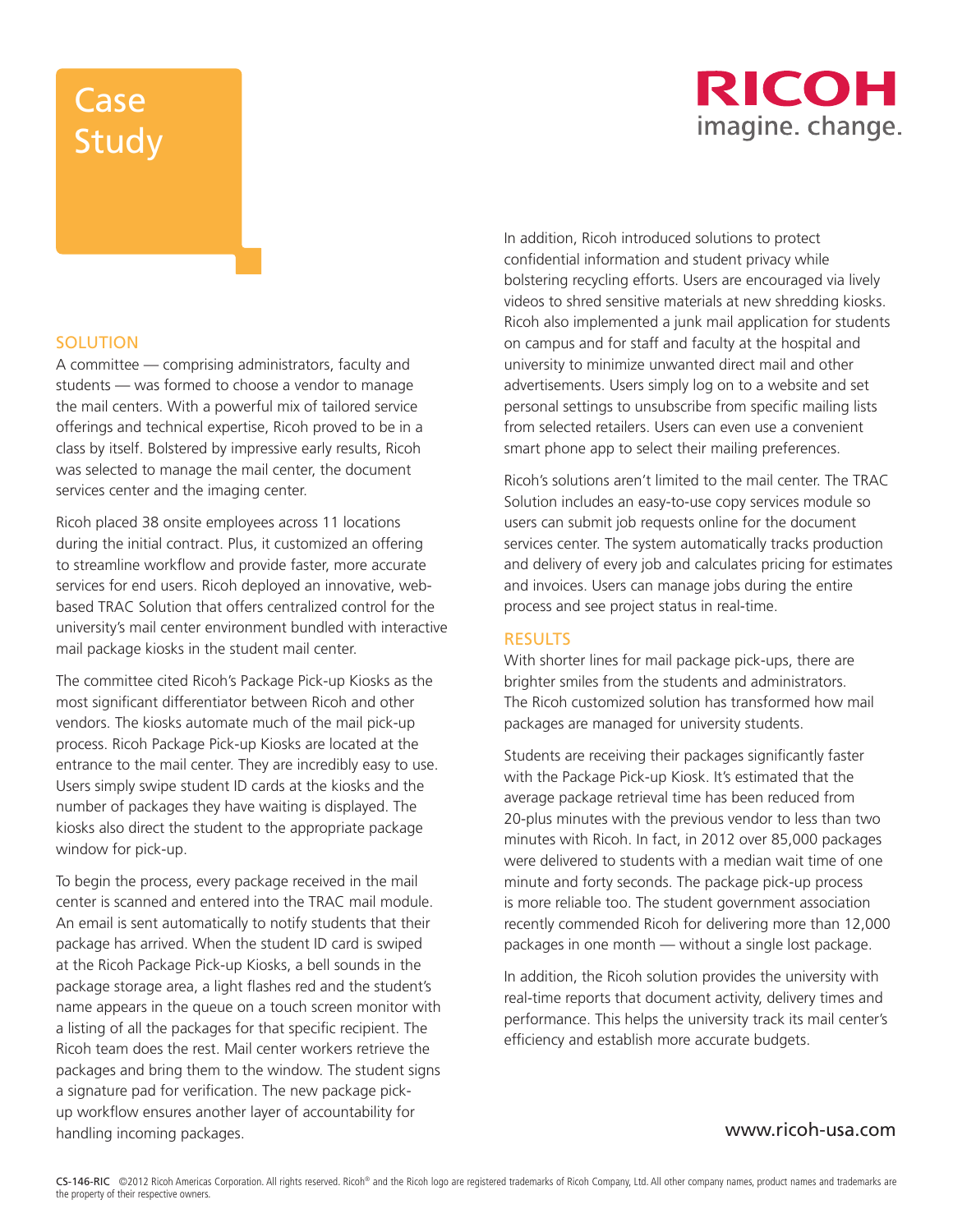# Case Study

RICOH imagine. change.

## SOLUTION

A committee — comprising administrators, faculty and students — was formed to choose a vendor to manage the mail centers. With a powerful mix of tailored service offerings and technical expertise, Ricoh proved to be in a class by itself. Bolstered by impressive early results, Ricoh was selected to manage the mail center, the document services center and the imaging center.

Ricoh placed 38 onsite employees across 11 locations during the initial contract. Plus, it customized an offering to streamline workflow and provide faster, more accurate services for end users. Ricoh deployed an innovative, web-based TRAC Solution that offers centralized control for the university's mail center environment bundled with interactive mail package kiosks in the student mail center.

The committee cited Ricoh's Package Pick-up Kiosks as the most significant differentiator between Ricoh and other vendors. The kiosks automate much of the mail pick-up process. Ricoh Package Pick-up Kiosks are located at the entrance to the mail center. They are incredibly easy to use. Users simply swipe student ID cards at the kiosks and the number of packages they have waiting is displayed. The kiosks also direct the student to the appropriate package window for pick-up.

To begin the process, every package received in the mail center is scanned and entered into the TRAC mail module. An email is sent automatically to notify students that their package has arrived. When the student ID card is swiped at the Ricoh Package Pick-up Kiosks, a bell sounds in the package storage area, a light flashes red and the student's name appears in the queue on a touch screen monitor with a listing of all the packages for that specific recipient. The Ricoh team does the rest. Mail center workers retrieve the packages and bring them to the window. The student signs a signature pad for verification. The new package pick-up workflow ensures another layer of accountability for handling incoming packages.

In addition, Ricoh introduced solutions to protect confidential information and student privacy while bolstering recycling efforts. Users are encouraged via lively videos to shred sensitive materials at new shredding kiosks. Ricoh also implemented a junk mail application for students on campus and for staff and faculty at the hospital and university to minimize unwanted direct mail and other advertisements. Users simply log on to a website and set personal settings to unsubscribe from specific mailing lists from selected retailers. Users can even use a convenient smart phone app to select their mailing preferences.

Ricoh's solutions aren't limited to the mail center. The TRAC Solution includes an easy-to-use copy services module so users can submit job requests online for the document services center. The system automatically tracks production and delivery of every job and calculates pricing for estimates and invoices. Users can manage jobs during the entire process and see project status in real-time.

## RESULTS

With shorter lines for mail package pick-ups, there are brighter smiles from the students and administrators. The Ricoh customized solution has transformed how mail packages are managed for university students.

Students are receiving their packages significantly faster with the Package Pick-up Kiosk. It's estimated that the average package retrieval time has been reduced from 20-plus minutes with the previous vendor to less than two minutes with Ricoh. In fact, in 2012 over 85,000 packages were delivered to students with a median wait time of one minute and forty seconds. The package pick-up process is more reliable too. The student government association recently commended Ricoh for delivering more than 12,000 packages in one month — without a single lost package.

In addition, the Ricoh solution provides the university with real-time reports that document activity, delivery times and performance. This helps the university track its mail center's efficiency and establish more accurate budgets.

www.ricoh-usa.com

CS-146-RIC ©2012 Ricoh Americas Corporation. All rights reserved. Ricoh® and the Ricoh logo are registered trademarks of Ricoh Company, Ltd. All other company names, product names and trademarks are the property of their respective owners.